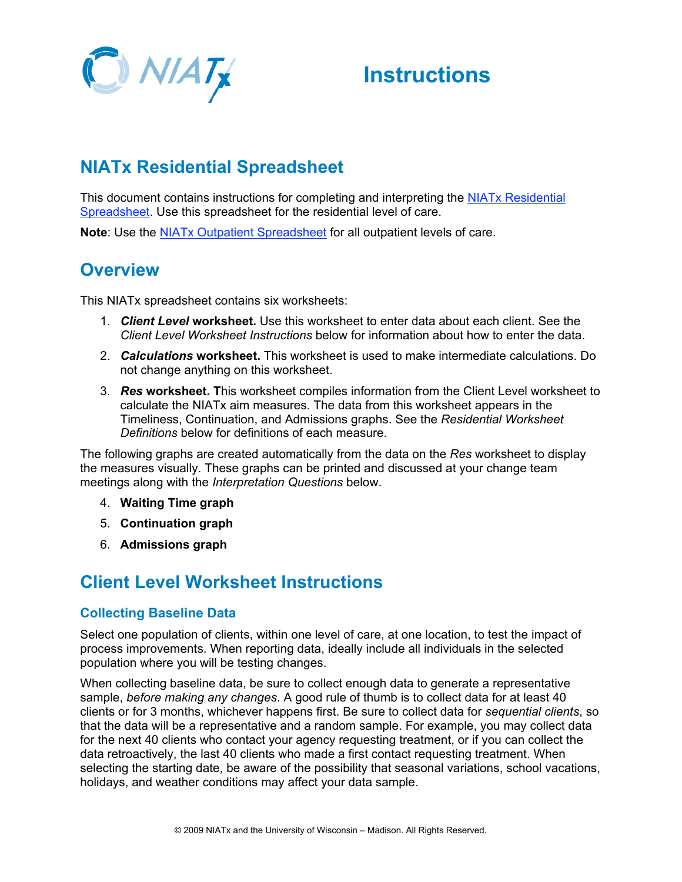# Instructions

## NIATx Residential Spreadsheet

This document contains instructions for completing and interpreting the NIATx Residential Spreadsheet. Use this spreadsheet for the residential level of care.

**Note**: Use the NIATx Outpatient Spreadsheet for all outpatient levels of care.

## Overview

This NIATx spreadsheet contains six worksheets:

1. ***Client Level* worksheet.** Use this worksheet to enter data about each client. See the *Client Level Worksheet Instructions* below for information about how to enter the data.
2. ***Calculations* worksheet.** This worksheet is used to make intermediate calculations. Do not change anything on this worksheet.
3. ***Res* worksheet. T**his worksheet compiles information from the Client Level worksheet to calculate the NIATx aim measures. The data from this worksheet appears in the Timeliness, Continuation, and Admissions graphs. See the *Residential Worksheet Definitions* below for definitions of each measure.

The following graphs are created automatically from the data on the *Res* worksheet to display the measures visually. These graphs can be printed and discussed at your change team meetings along with the *Interpretation Questions* below.

4. **Waiting Time graph**
5. **Continuation graph**
6. **Admissions graph**

## Client Level Worksheet Instructions

### Collecting Baseline Data

Select one population of clients, within one level of care, at one location, to test the impact of process improvements. When reporting data, ideally include all individuals in the selected population where you will be testing changes.

When collecting baseline data, be sure to collect enough data to generate a representative sample, *before making any changes*. A good rule of thumb is to collect data for at least 40 clients or for 3 months, whichever happens first. Be sure to collect data for *sequential clients*, so that the data will be a representative and a random sample. For example, you may collect data for the next 40 clients who contact your agency requesting treatment, or if you can collect the data retroactively, the last 40 clients who made a first contact requesting treatment. When selecting the starting date, be aware of the possibility that seasonal variations, school vacations, holidays, and weather conditions may affect your data sample.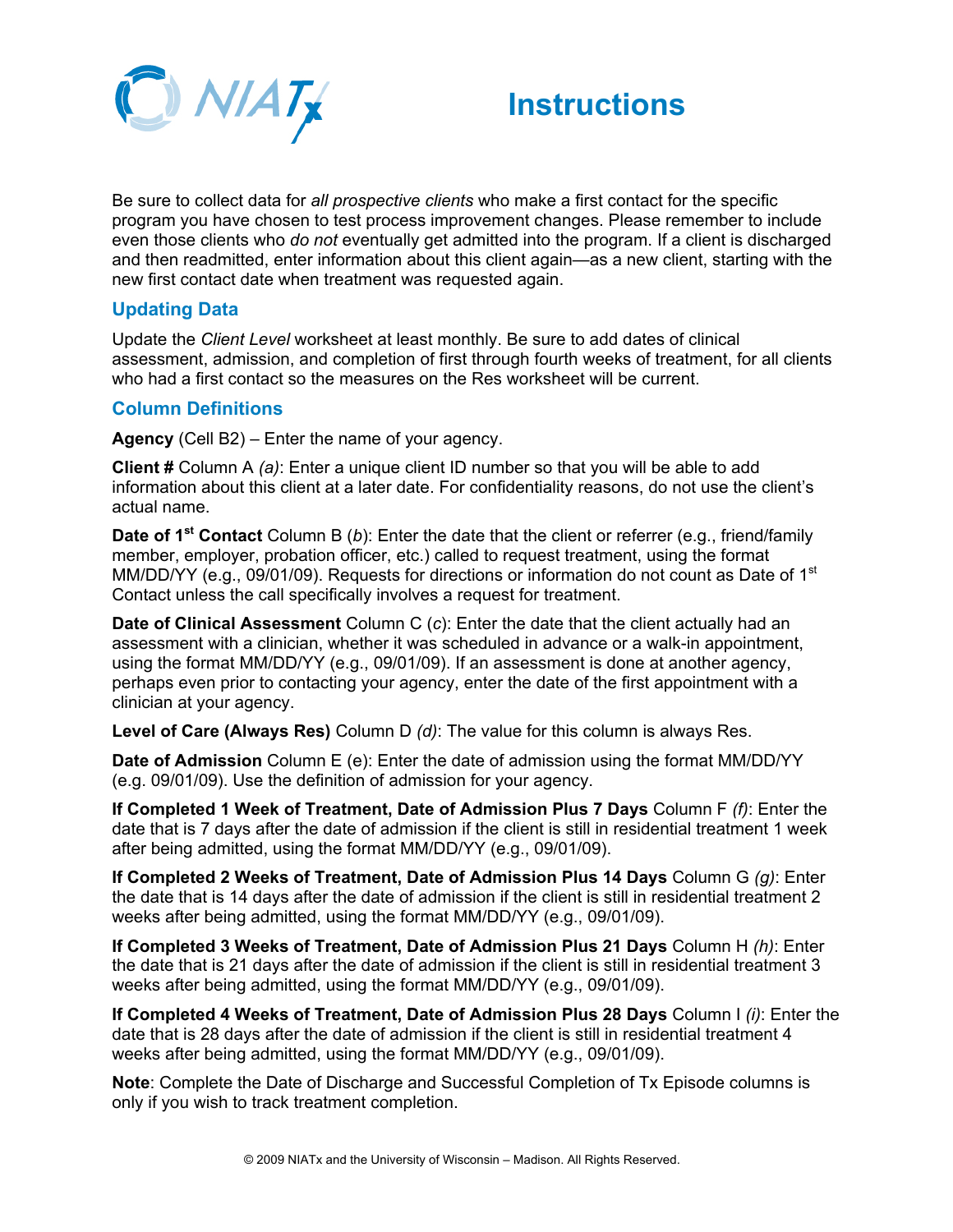# Instructions

Be sure to collect data for *all prospective clients* who make a first contact for the specific program you have chosen to test process improvement changes. Please remember to include even those clients who *do not* eventually get admitted into the program. If a client is discharged and then readmitted, enter information about this client again—as a new client, starting with the new first contact date when treatment was requested again.

## Updating Data

Update the *Client Level* worksheet at least monthly. Be sure to add dates of clinical assessment, admission, and completion of first through fourth weeks of treatment, for all clients who had a first contact so the measures on the Res worksheet will be current.

## Column Definitions

**Agency** (Cell B2) – Enter the name of your agency.

**Client #** Column A *(a)*: Enter a unique client ID number so that you will be able to add information about this client at a later date. For confidentiality reasons, do not use the client's actual name.

**Date of 1st Contact** Column B (*b*): Enter the date that the client or referrer (e.g., friend/family member, employer, probation officer, etc.) called to request treatment, using the format MM/DD/YY (e.g., 09/01/09). Requests for directions or information do not count as Date of 1st Contact unless the call specifically involves a request for treatment.

**Date of Clinical Assessment** Column C (*c*): Enter the date that the client actually had an assessment with a clinician, whether it was scheduled in advance or a walk-in appointment, using the format MM/DD/YY (e.g., 09/01/09). If an assessment is done at another agency, perhaps even prior to contacting your agency, enter the date of the first appointment with a clinician at your agency.

**Level of Care (Always Res)** Column D *(d)*: The value for this column is always Res.

**Date of Admission** Column E (e): Enter the date of admission using the format MM/DD/YY (e.g. 09/01/09). Use the definition of admission for your agency.

**If Completed 1 Week of Treatment, Date of Admission Plus 7 Days** Column F *(f)*: Enter the date that is 7 days after the date of admission if the client is still in residential treatment 1 week after being admitted, using the format MM/DD/YY (e.g., 09/01/09).

**If Completed 2 Weeks of Treatment, Date of Admission Plus 14 Days** Column G *(g)*: Enter the date that is 14 days after the date of admission if the client is still in residential treatment 2 weeks after being admitted, using the format MM/DD/YY (e.g., 09/01/09).

**If Completed 3 Weeks of Treatment, Date of Admission Plus 21 Days** Column H *(h)*: Enter the date that is 21 days after the date of admission if the client is still in residential treatment 3 weeks after being admitted, using the format MM/DD/YY (e.g., 09/01/09).

**If Completed 4 Weeks of Treatment, Date of Admission Plus 28 Days** Column I *(i)*: Enter the date that is 28 days after the date of admission if the client is still in residential treatment 4 weeks after being admitted, using the format MM/DD/YY (e.g., 09/01/09).

**Note**: Complete the Date of Discharge and Successful Completion of Tx Episode columns is only if you wish to track treatment completion.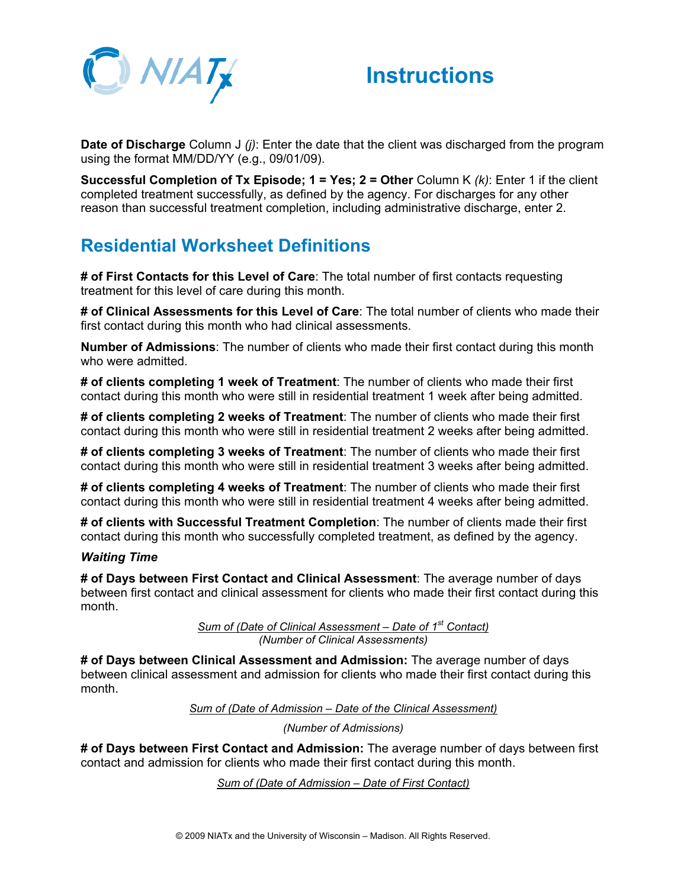# Instructions

**Date of Discharge** Column J *(j)*: Enter the date that the client was discharged from the program using the format MM/DD/YY (e.g., 09/01/09).

**Successful Completion of Tx Episode; 1 = Yes; 2 = Other** Column K *(k)*: Enter 1 if the client completed treatment successfully, as defined by the agency. For discharges for any other reason than successful treatment completion, including administrative discharge, enter 2.

## Residential Worksheet Definitions

**# of First Contacts for this Level of Care**: The total number of first contacts requesting treatment for this level of care during this month.

**# of Clinical Assessments for this Level of Care**: The total number of clients who made their first contact during this month who had clinical assessments.

**Number of Admissions**: The number of clients who made their first contact during this month who were admitted.

**# of clients completing 1 week of Treatment**: The number of clients who made their first contact during this month who were still in residential treatment 1 week after being admitted.

**# of clients completing 2 weeks of Treatment**: The number of clients who made their first contact during this month who were still in residential treatment 2 weeks after being admitted.

**# of clients completing 3 weeks of Treatment**: The number of clients who made their first contact during this month who were still in residential treatment 3 weeks after being admitted.

**# of clients completing 4 weeks of Treatment**: The number of clients who made their first contact during this month who were still in residential treatment 4 weeks after being admitted.

**# of clients with Successful Treatment Completion**: The number of clients made their first contact during this month who successfully completed treatment, as defined by the agency.

***Waiting Time***

**# of Days between First Contact and Clinical Assessment**: The average number of days between first contact and clinical assessment for clients who made their first contact during this month.

$$\frac{\text{Sum of (Date of Clinical Assessment – Date of 1}^{\text{st}}\text{ Contact)}}{\text{(Number of Clinical Assessments)}}$$

**# of Days between Clinical Assessment and Admission:** The average number of days between clinical assessment and admission for clients who made their first contact during this month.

$$\frac{\text{Sum of (Date of Admission – Date of the Clinical Assessment)}}{\text{(Number of Admissions)}}$$

**# of Days between First Contact and Admission:** The average number of days between first contact and admission for clients who made their first contact during this month.

*Sum of (Date of Admission – Date of First Contact)*

© 2009 NIATx and the University of Wisconsin – Madison. All Rights Reserved.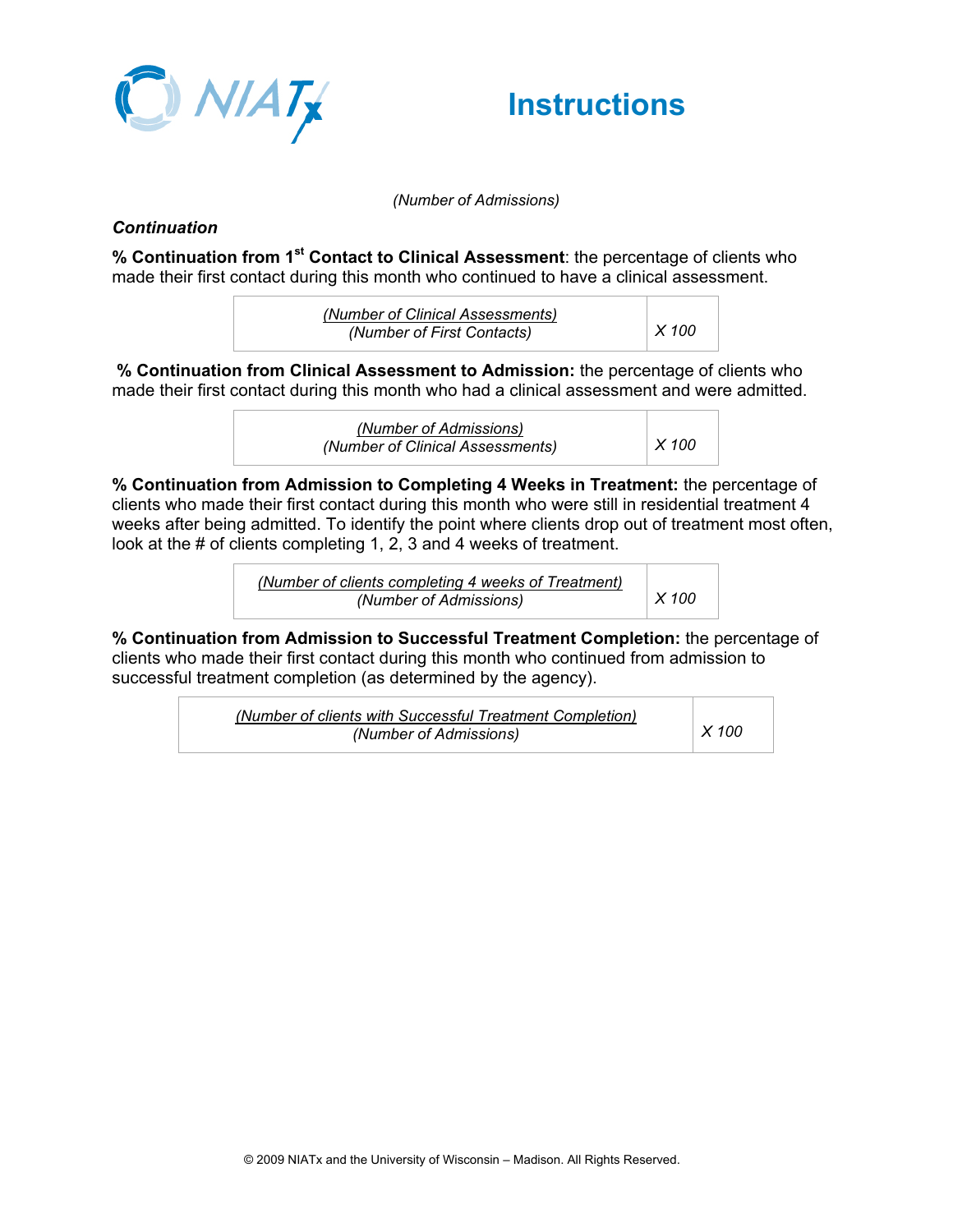## Instructions

*(Number of Admissions)*

***Continuation***

**% Continuation from 1st Contact to Clinical Assessment**: the percentage of clients who made their first contact during this month who continued to have a clinical assessment.

| *(Number of Clinical Assessments)* / *(Number of First Contacts)* | *X 100* |
|---|---|

**% Continuation from Clinical Assessment to Admission:** the percentage of clients who made their first contact during this month who had a clinical assessment and were admitted.

| *(Number of Admissions)* / *(Number of Clinical Assessments)* | *X 100* |
|---|---|

**% Continuation from Admission to Completing 4 Weeks in Treatment:** the percentage of clients who made their first contact during this month who were still in residential treatment 4 weeks after being admitted. To identify the point where clients drop out of treatment most often, look at the # of clients completing 1, 2, 3 and 4 weeks of treatment.

| *(Number of clients completing 4 weeks of Treatment)* / *(Number of Admissions)* | *X 100* |
|---|---|

**% Continuation from Admission to Successful Treatment Completion:** the percentage of clients who made their first contact during this month who continued from admission to successful treatment completion (as determined by the agency).

| *(Number of clients with Successful Treatment Completion)* / *(Number of Admissions)* | *X 100* |
|---|---|

© 2009 NIATx and the University of Wisconsin – Madison. All Rights Reserved.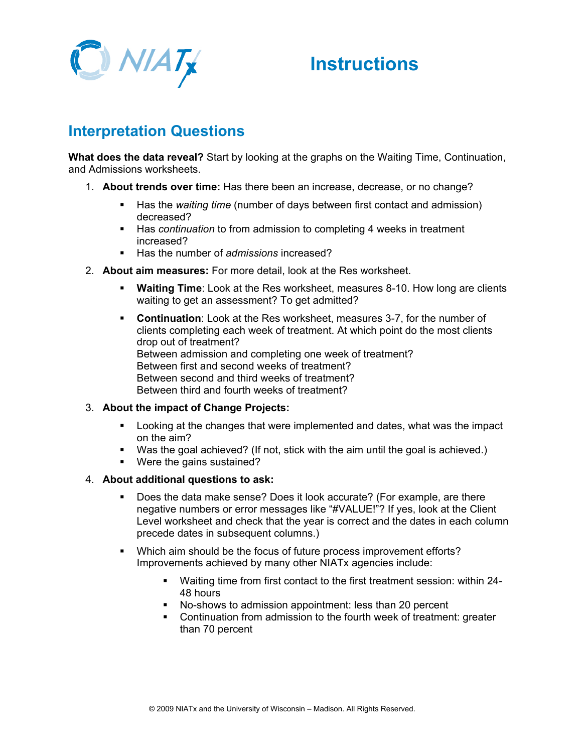NIATx

# Instructions

## Interpretation Questions

**What does the data reveal?** Start by looking at the graphs on the Waiting Time, Continuation, and Admissions worksheets.

1. **About trends over time:** Has there been an increase, decrease, or no change?
   - Has the *waiting time* (number of days between first contact and admission) decreased?
   - Has *continuation* to from admission to completing 4 weeks in treatment increased?
   - Has the number of *admissions* increased?
2. **About aim measures:** For more detail, look at the Res worksheet.
   - **Waiting Time**: Look at the Res worksheet, measures 8-10. How long are clients waiting to get an assessment? To get admitted?
   - **Continuation**: Look at the Res worksheet, measures 3-7, for the number of clients completing each week of treatment. At which point do the most clients drop out of treatment?
     Between admission and completing one week of treatment?
     Between first and second weeks of treatment?
     Between second and third weeks of treatment?
     Between third and fourth weeks of treatment?
3. **About the impact of Change Projects:**
   - Looking at the changes that were implemented and dates, what was the impact on the aim?
   - Was the goal achieved? (If not, stick with the aim until the goal is achieved.)
   - Were the gains sustained?
4. **About additional questions to ask:**
   - Does the data make sense? Does it look accurate? (For example, are there negative numbers or error messages like "#VALUE!"? If yes, look at the Client Level worksheet and check that the year is correct and the dates in each column precede dates in subsequent columns.)
   - Which aim should be the focus of future process improvement efforts? Improvements achieved by many other NIATx agencies include:
     - Waiting time from first contact to the first treatment session: within 24-48 hours
     - No-shows to admission appointment: less than 20 percent
     - Continuation from admission to the fourth week of treatment: greater than 70 percent

© 2009 NIATx and the University of Wisconsin – Madison. All Rights Reserved.